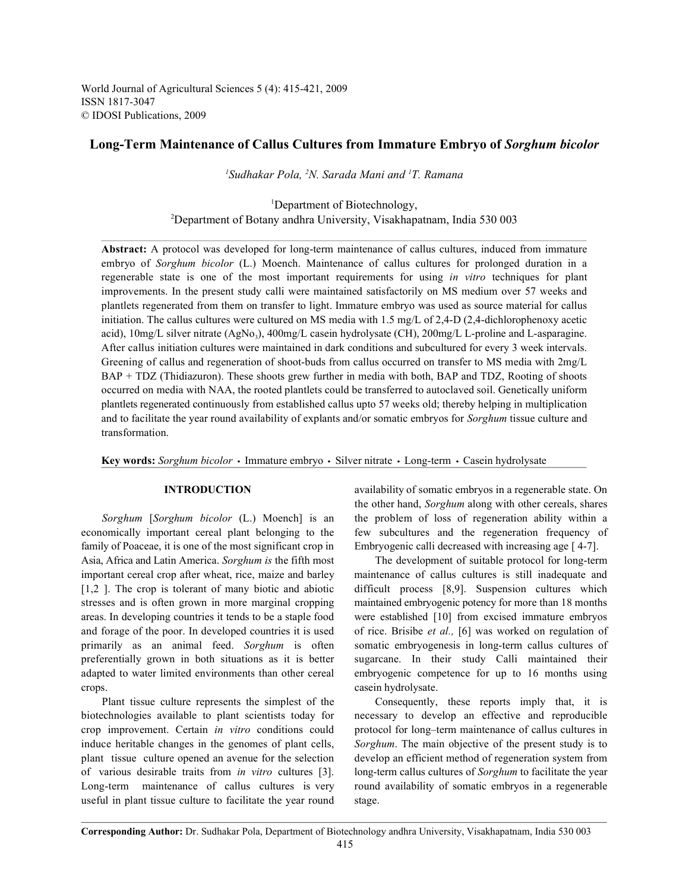# Long-Term Maintenance of Callus Cultures from Immature Embryo of *Sorghum bicolor*

[1]Sudhakar Pola, [2]N. Sarada Mani and [1]T. Ramana

[1]Department of Biotechnology,
[2]Department of Botany andhra University, Visakhapatnam, India 530 003

**Abstract:** A protocol was developed for long-term maintenance of callus cultures, induced from immature embryo of *Sorghum bicolor* (L.) Moench. Maintenance of callus cultures for prolonged duration in a regenerable state is one of the most important requirements for using *in vitro* techniques for plant improvements. In the present study calli were maintained satisfactorily on MS medium over 57 weeks and plantlets regenerated from them on transfer to light. Immature embryo was used as source material for callus initiation. The callus cultures were cultured on MS media with 1.5 mg/L of 2,4-D (2,4-dichlorophenoxy acetic acid), 10mg/L silver nitrate ($AgNo_3$), 400mg/L casein hydrolysate (CH), 200mg/L L-proline and L-asparagine. After callus initiation cultures were maintained in dark conditions and subcultured for every 3 week intervals. Greening of callus and regeneration of shoot-buds from callus occurred on transfer to MS media with 2mg/L BAP + TDZ (Thidiazuron). These shoots grew further in media with both, BAP and TDZ, Rooting of shoots occurred on media with NAA, the rooted plantlets could be transferred to autoclaved soil. Genetically uniform plantlets regenerated continuously from established callus upto 57 weeks old; thereby helping in multiplication and to facilitate the year round availability of explants and/or somatic embryos for *Sorghum* tissue culture and transformation.

**Key words:** *Sorghum bicolor* • Immature embryo • Silver nitrate • Long-term • Casein hydrolysate

## INTRODUCTION

*Sorghum* [*Sorghum bicolor* (L.) Moench] is an economically important cereal plant belonging to the family of Poaceae, it is one of the most significant crop in Asia, Africa and Latin America. *Sorghum is* the fifth most important cereal crop after wheat, rice, maize and barley [1,2 ]. The crop is tolerant of many biotic and abiotic stresses and is often grown in more marginal cropping areas. In developing countries it tends to be a staple food and forage of the poor. In developed countries it is used primarily as an animal feed. *Sorghum* is often preferentially grown in both situations as it is better adapted to water limited environments than other cereal crops.

Plant tissue culture represents the simplest of the biotechnologies available to plant scientists today for crop improvement. Certain *in vitro* conditions could induce heritable changes in the genomes of plant cells, plant tissue culture opened an avenue for the selection of various desirable traits from *in vitro* cultures [3]. Long-term maintenance of callus cultures is very useful in plant tissue culture to facilitate the year round availability of somatic embryos in a regenerable state. On the other hand, *Sorghum* along with other cereals, shares the problem of loss of regeneration ability within a few subcultures and the regeneration frequency of Embryogenic calli decreased with increasing age [ 4-7].

The development of suitable protocol for long-term maintenance of callus cultures is still inadequate and difficult process [8,9]. Suspension cultures which maintained embryogenic potency for more than 18 months were established [10] from excised immature embryos of rice. Brisibe *et al.,* [6] was worked on regulation of somatic embryogenesis in long-term callus cultures of sugarcane. In their study Calli maintained their embryogenic competence for up to 16 months using casein hydrolysate.

Consequently, these reports imply that, it is necessary to develop an effective and reproducible protocol for long–term maintenance of callus cultures in *Sorghum*. The main objective of the present study is to develop an efficient method of regeneration system from long-term callus cultures of *Sorghum* to facilitate the year round availability of somatic embryos in a regenerable stage.

**Corresponding Author:** Dr. Sudhakar Pola, Department of Biotechnology andhra University, Visakhapatnam, India 530 003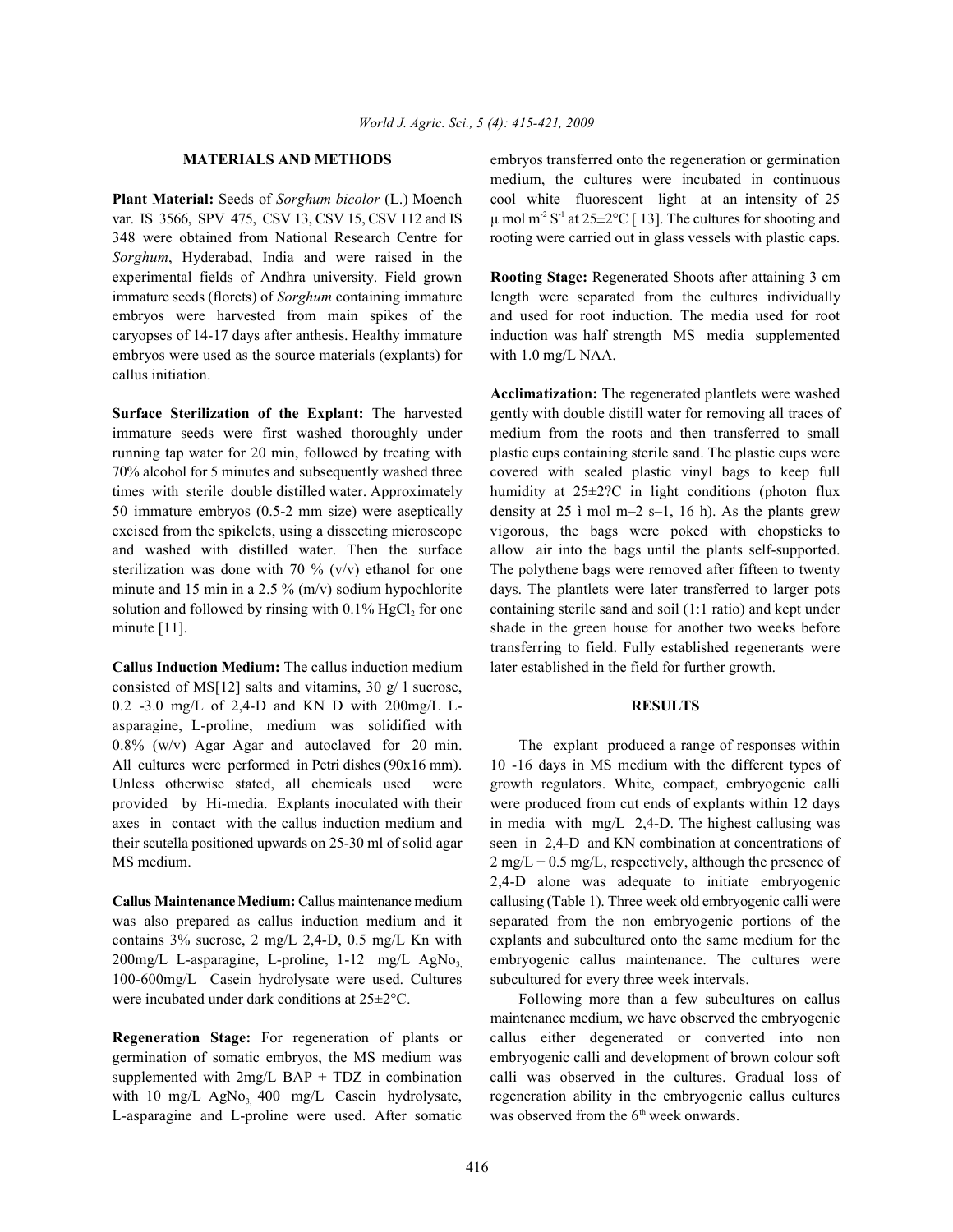## MATERIALS AND METHODS

**Plant Material:** Seeds of *Sorghum bicolor* (L.) Moench var. IS 3566, SPV 475, CSV 13, CSV 15, CSV 112 and IS 348 were obtained from National Research Centre for *Sorghum*, Hyderabad, India and were raised in the experimental fields of Andhra university. Field grown immature seeds (florets) of *Sorghum* containing immature embryos were harvested from main spikes of the caryopses of 14-17 days after anthesis. Healthy immature embryos were used as the source materials (explants) for callus initiation.

**Surface Sterilization of the Explant:** The harvested immature seeds were first washed thoroughly under running tap water for 20 min, followed by treating with 70% alcohol for 5 minutes and subsequently washed three times with sterile double distilled water. Approximately 50 immature embryos (0.5-2 mm size) were aseptically excised from the spikelets, using a dissecting microscope and washed with distilled water. Then the surface sterilization was done with 70 % (v/v) ethanol for one minute and 15 min in a 2.5 % (m/v) sodium hypochlorite solution and followed by rinsing with 0.1% $HgCl_2$ for one minute [11].

**Callus Induction Medium:** The callus induction medium consisted of MS[12] salts and vitamins, 30 g/ l sucrose, 0.2 -3.0 mg/L of 2,4-D and KN D with 200mg/L L-asparagine, L-proline, medium was solidified with 0.8% (w/v) Agar Agar and autoclaved for 20 min. All cultures were performed in Petri dishes (90x16 mm). Unless otherwise stated, all chemicals used were provided by Hi-media. Explants inoculated with their axes in contact with the callus induction medium and their scutella positioned upwards on 25-30 ml of solid agar MS medium.

**Callus Maintenance Medium:** Callus maintenance medium was also prepared as callus induction medium and it contains 3% sucrose, 2 mg/L 2,4-D, 0.5 mg/L Kn with 200mg/L L-asparagine, L-proline, 1-12 mg/L $AgNo_3$, 100-600mg/L Casein hydrolysate were used. Cultures were incubated under dark conditions at 25±2°C.

**Regeneration Stage:** For regeneration of plants or germination of somatic embryos, the MS medium was supplemented with 2mg/L BAP + TDZ in combination with 10 mg/L $AgNo_3$, 400 mg/L Casein hydrolysate, L-asparagine and L-proline were used. After somatic embryos transferred onto the regeneration or germination medium, the cultures were incubated in continuous cool white fluorescent light at an intensity of 25 µ mol $m^{-2}$ $S^{-1}$ at 25±2°C [ 13]. The cultures for shooting and rooting were carried out in glass vessels with plastic caps.

**Rooting Stage:** Regenerated Shoots after attaining 3 cm length were separated from the cultures individually and used for root induction. The media used for root induction was half strength MS media supplemented with 1.0 mg/L NAA.

**Acclimatization:** The regenerated plantlets were washed gently with double distill water for removing all traces of medium from the roots and then transferred to small plastic cups containing sterile sand. The plastic cups were covered with sealed plastic vinyl bags to keep full humidity at 25±2?C in light conditions (photon flux density at 25 ì mol m–2 s–1, 16 h). As the plants grew vigorous, the bags were poked with chopsticks to allow air into the bags until the plants self-supported. The polythene bags were removed after fifteen to twenty days. The plantlets were later transferred to larger pots containing sterile sand and soil (1:1 ratio) and kept under shade in the green house for another two weeks before transferring to field. Fully established regenerants were later established in the field for further growth.

## RESULTS

The explant produced a range of responses within 10 -16 days in MS medium with the different types of growth regulators. White, compact, embryogenic calli were produced from cut ends of explants within 12 days in media with mg/L 2,4-D. The highest callusing was seen in 2,4-D and KN combination at concentrations of 2 mg/L + 0.5 mg/L, respectively, although the presence of 2,4-D alone was adequate to initiate embryogenic callusing (Table 1). Three week old embryogenic calli were separated from the non embryogenic portions of the explants and subcultured onto the same medium for the embryogenic callus maintenance. The cultures were subcultured for every three week intervals.

Following more than a few subcultures on callus maintenance medium, we have observed the embryogenic callus either degenerated or converted into non embryogenic calli and development of brown colour soft calli was observed in the cultures. Gradual loss of regeneration ability in the embryogenic callus cultures was observed from the 6th week onwards.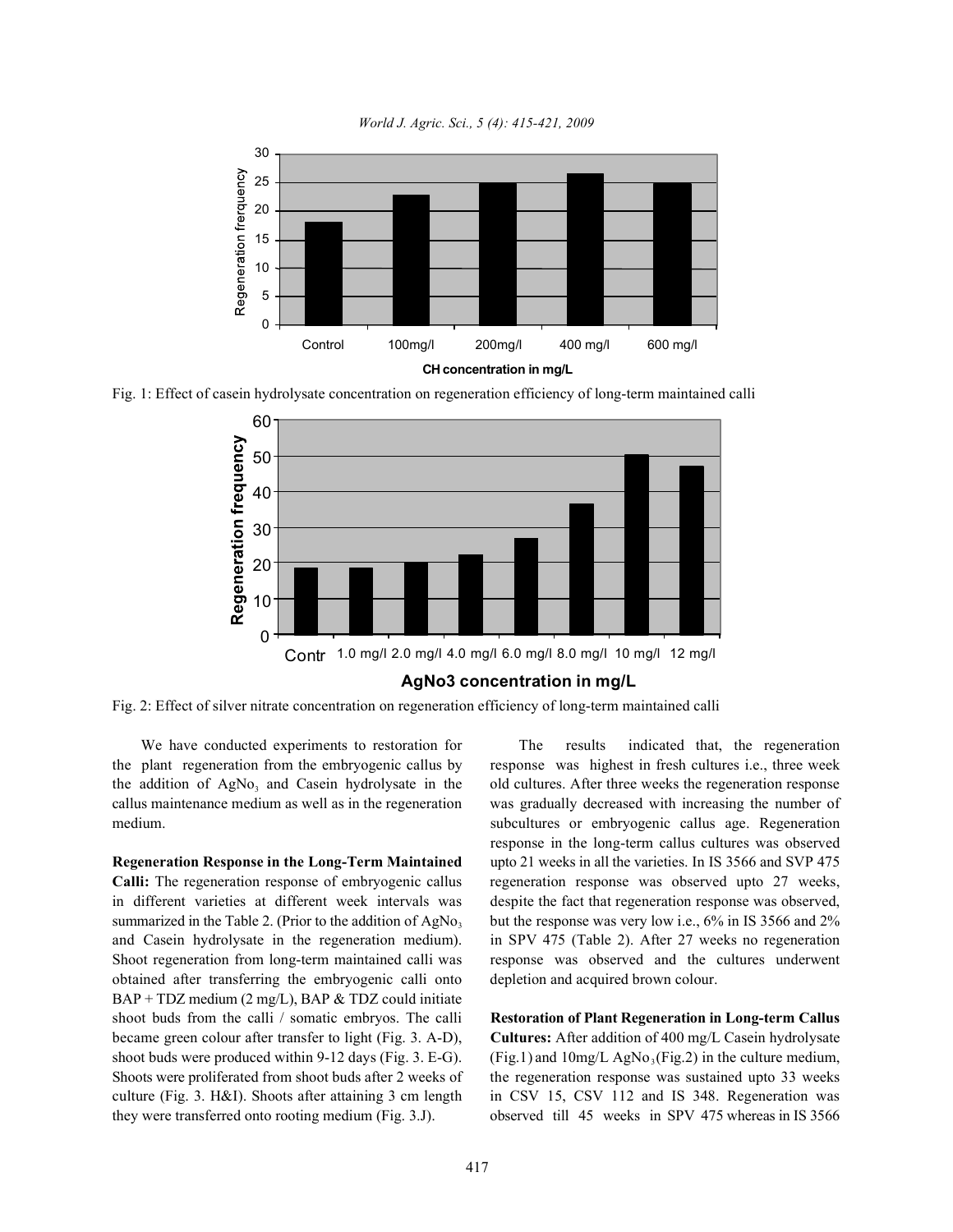Fig. 1: Effect of casein hydrolysate concentration on regeneration efficiency of long-term maintained calli

Fig. 2: Effect of silver nitrate concentration on regeneration efficiency of long-term maintained calli

We have conducted experiments to restoration for the plant regeneration from the embryogenic callus by the addition of $AgNo_3$ and Casein hydrolysate in the callus maintenance medium as well as in the regeneration medium.

**Regeneration Response in the Long-Term Maintained Calli:** The regeneration response of embryogenic callus in different varieties at different week intervals was summarized in the Table 2. (Prior to the addition of $AgNo_3$ and Casein hydrolysate in the regeneration medium). Shoot regeneration from long-term maintained calli was obtained after transferring the embryogenic calli onto BAP + TDZ medium (2 mg/L), BAP & TDZ could initiate shoot buds from the calli / somatic embryos. The calli became green colour after transfer to light (Fig. 3. A-D), shoot buds were produced within 9-12 days (Fig. 3. E-G). Shoots were proliferated from shoot buds after 2 weeks of culture (Fig. 3. H&I). Shoots after attaining 3 cm length they were transferred onto rooting medium (Fig. 3.J).

The results indicated that, the regeneration response was highest in fresh cultures i.e., three week old cultures. After three weeks the regeneration response was gradually decreased with increasing the number of subcultures or embryogenic callus age. Regeneration response in the long-term callus cultures was observed upto 21 weeks in all the varieties. In IS 3566 and SVP 475 regeneration response was observed upto 27 weeks, despite the fact that regeneration response was observed, but the response was very low i.e., 6% in IS 3566 and 2% in SPV 475 (Table 2). After 27 weeks no regeneration response was observed and the cultures underwent depletion and acquired brown colour.

**Restoration of Plant Regeneration in Long-term Callus Cultures:** After addition of 400 mg/L Casein hydrolysate (Fig.1) and 10mg/L $AgNo_3$ (Fig.2) in the culture medium, the regeneration response was sustained upto 33 weeks in CSV 15, CSV 112 and IS 348. Regeneration was observed till 45 weeks in SPV 475 whereas in IS 3566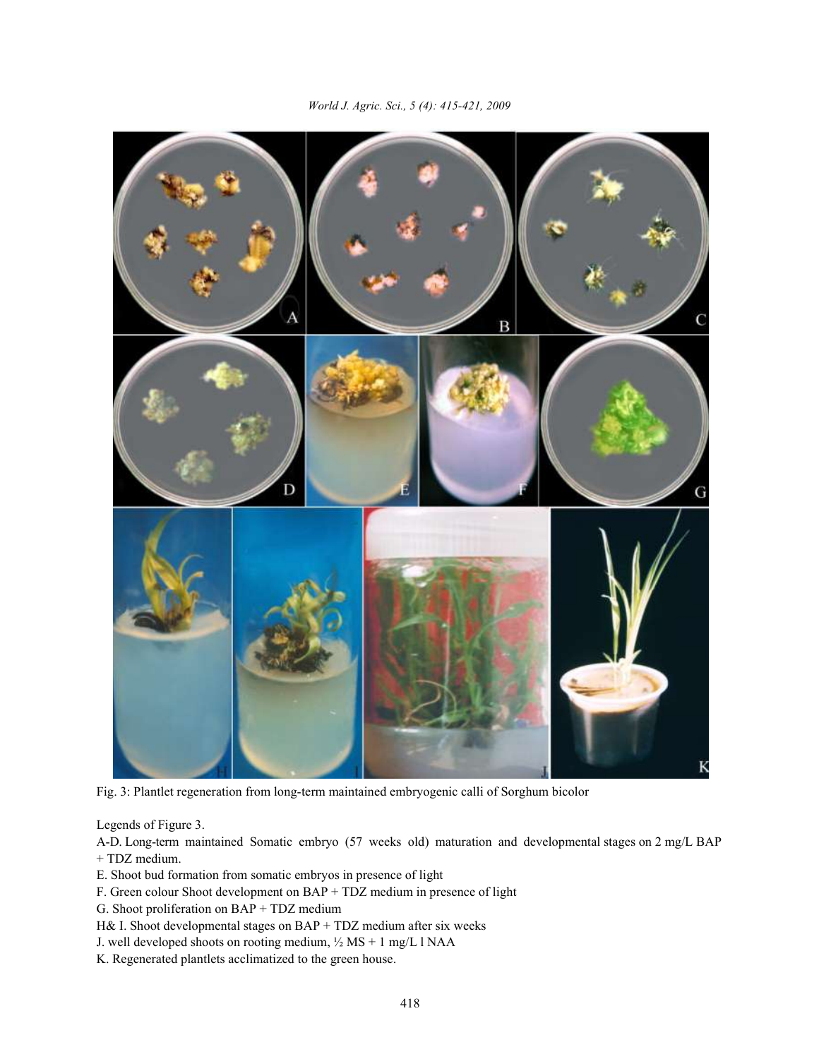Fig. 3: Plantlet regeneration from long-term maintained embryogenic calli of Sorghum bicolor

Legends of Figure 3.

A-D. Long-term maintained Somatic embryo (57 weeks old) maturation and developmental stages on 2 mg/L BAP + TDZ medium.

E. Shoot bud formation from somatic embryos in presence of light

F. Green colour Shoot development on BAP + TDZ medium in presence of light

G. Shoot proliferation on BAP + TDZ medium

H& I. Shoot developmental stages on BAP + TDZ medium after six weeks

J. well developed shoots on rooting medium, ½ MS + 1 mg/L l NAA

K. Regenerated plantlets acclimatized to the green house.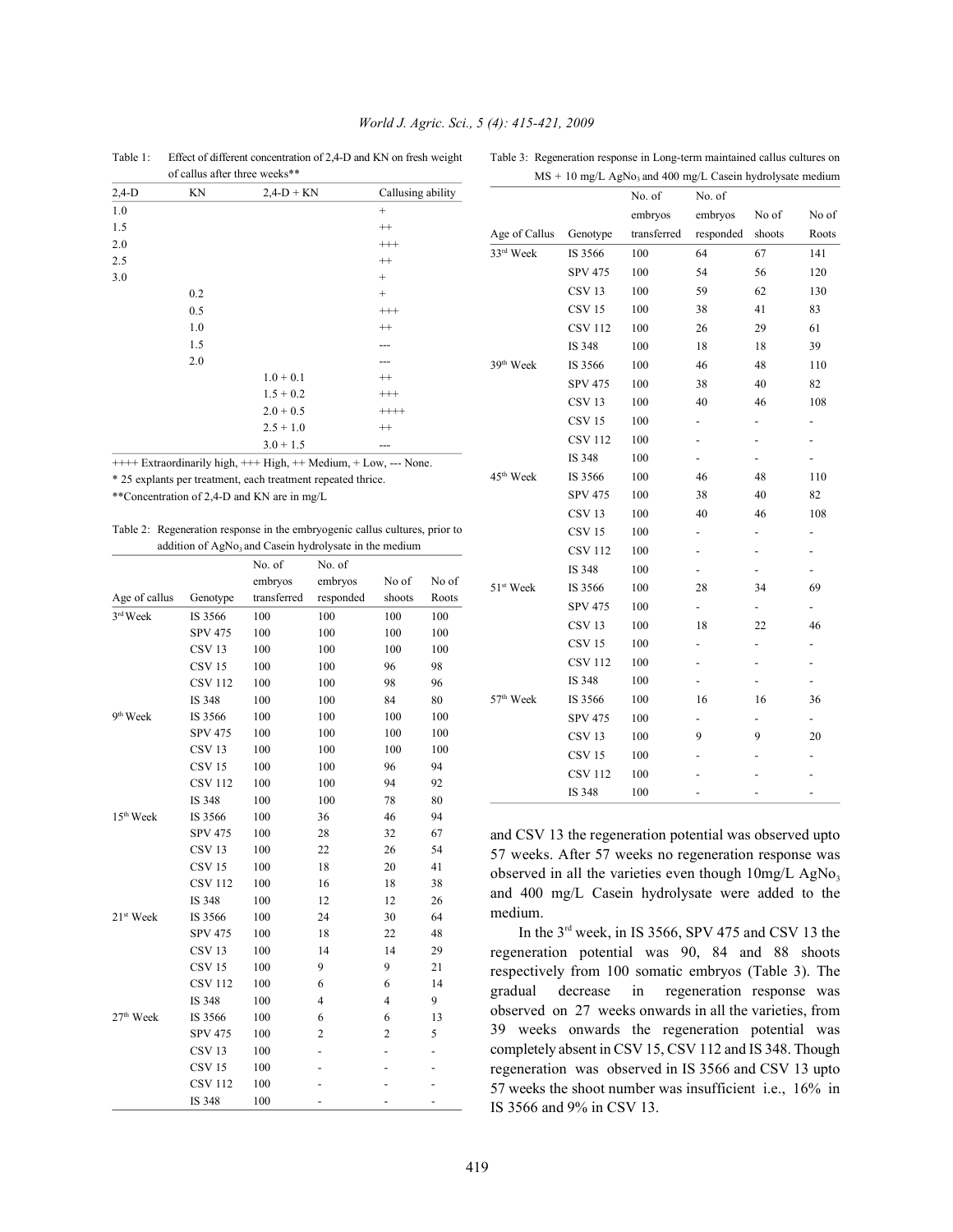Table 1: Effect of different concentration of 2,4-D and KN on fresh weight of callus after three weeks**

| 2,4-D | KN | 2,4-D + KN | Callusing ability |
|---|---|---|---|
| 1.0 | | | + |
| 1.5 | | | ++ |
| 2.0 | | | +++ |
| 2.5 | | | ++ |
| 3.0 | | | + |
| | 0.2 | | + |
| | 0.5 | | +++ |
| | 1.0 | | ++ |
| | 1.5 | | --- |
| | 2.0 | | --- |
| | | 1.0 + 0.1 | ++ |
| | | 1.5 + 0.2 | +++ |
| | | 2.0 + 0.5 | ++++ |
| | | 2.5 + 1.0 | ++ |
| | | 3.0 + 1.5 | --- |

++++ Extraordinarily high, +++ High, ++ Medium, + Low, --- None.

* 25 explants per treatment, each treatment repeated thrice.

**Concentration of 2,4-D and KN are in mg/L

Table 2: Regeneration response in the embryogenic callus cultures, prior to addition of $AgNo_3$ and Casein hydrolysate in the medium

| Age of callus | Genotype | No. of embryos transferred | No. of embryos responded | No of shoots | No of Roots |
|---|---|---|---|---|---|
| 3rd Week | IS 3566 | 100 | 100 | 100 | 100 |
| | SPV 475 | 100 | 100 | 100 | 100 |
| | CSV 13 | 100 | 100 | 100 | 100 |
| | CSV 15 | 100 | 100 | 96 | 98 |
| | CSV 112 | 100 | 100 | 98 | 96 |
| | IS 348 | 100 | 100 | 84 | 80 |
| 9th Week | IS 3566 | 100 | 100 | 100 | 100 |
| | SPV 475 | 100 | 100 | 100 | 100 |
| | CSV 13 | 100 | 100 | 100 | 100 |
| | CSV 15 | 100 | 100 | 96 | 94 |
| | CSV 112 | 100 | 100 | 94 | 92 |
| | IS 348 | 100 | 100 | 78 | 80 |
| 15th Week | IS 3566 | 100 | 36 | 46 | 94 |
| | SPV 475 | 100 | 28 | 32 | 67 |
| | CSV 13 | 100 | 22 | 26 | 54 |
| | CSV 15 | 100 | 18 | 20 | 41 |
| | CSV 112 | 100 | 16 | 18 | 38 |
| | IS 348 | 100 | 12 | 12 | 26 |
| 21st Week | IS 3566 | 100 | 24 | 30 | 64 |
| | SPV 475 | 100 | 18 | 22 | 48 |
| | CSV 13 | 100 | 14 | 14 | 29 |
| | CSV 15 | 100 | 9 | 9 | 21 |
| | CSV 112 | 100 | 6 | 6 | 14 |
| | IS 348 | 100 | 4 | 4 | 9 |
| 27th Week | IS 3566 | 100 | 6 | 6 | 13 |
| | SPV 475 | 100 | 2 | 2 | 5 |
| | CSV 13 | 100 | - | - | - |
| | CSV 15 | 100 | - | - | - |
| | CSV 112 | 100 | - | - | - |
| | IS 348 | 100 | - | - | - |

Table 3: Regeneration response in Long-term maintained callus cultures on MS + 10 mg/L $AgNo_3$ and 400 mg/L Casein hydrolysate medium

| Age of Callus | Genotype | No. of embryos transferred | No. of embryos responded | No of shoots | No of Roots |
|---|---|---|---|---|---|
| 33rd Week | IS 3566 | 100 | 64 | 67 | 141 |
| | SPV 475 | 100 | 54 | 56 | 120 |
| | CSV 13 | 100 | 59 | 62 | 130 |
| | CSV 15 | 100 | 38 | 41 | 83 |
| | CSV 112 | 100 | 26 | 29 | 61 |
| | IS 348 | 100 | 18 | 18 | 39 |
| 39th Week | IS 3566 | 100 | 46 | 48 | 110 |
| | SPV 475 | 100 | 38 | 40 | 82 |
| | CSV 13 | 100 | 40 | 46 | 108 |
| | CSV 15 | 100 | - | - | - |
| | CSV 112 | 100 | - | - | - |
| | IS 348 | 100 | - | - | - |
| 45th Week | IS 3566 | 100 | 46 | 48 | 110 |
| | SPV 475 | 100 | 38 | 40 | 82 |
| | CSV 13 | 100 | 40 | 46 | 108 |
| | CSV 15 | 100 | - | - | - |
| | CSV 112 | 100 | - | - | - |
| | IS 348 | 100 | - | - | - |
| 51st Week | IS 3566 | 100 | 28 | 34 | 69 |
| | SPV 475 | 100 | - | - | - |
| | CSV 13 | 100 | 18 | 22 | 46 |
| | CSV 15 | 100 | - | - | - |
| | CSV 112 | 100 | - | - | - |
| | IS 348 | 100 | - | - | - |
| 57th Week | IS 3566 | 100 | 16 | 16 | 36 |
| | SPV 475 | 100 | - | - | - |
| | CSV 13 | 100 | 9 | 9 | 20 |
| | CSV 15 | 100 | - | - | - |
| | CSV 112 | 100 | - | - | - |
| | IS 348 | 100 | - | - | - |

and CSV 13 the regeneration potential was observed upto 57 weeks. After 57 weeks no regeneration response was observed in all the varieties even though 10mg/L $AgNo_3$ and 400 mg/L Casein hydrolysate were added to the medium.

In the 3rd week, in IS 3566, SPV 475 and CSV 13 the regeneration potential was 90, 84 and 88 shoots respectively from 100 somatic embryos (Table 3). The gradual decrease in regeneration response was observed on 27 weeks onwards in all the varieties, from 39 weeks onwards the regeneration potential was completely absent in CSV 15, CSV 112 and IS 348. Though regeneration was observed in IS 3566 and CSV 13 upto 57 weeks the shoot number was insufficient i.e., 16% in IS 3566 and 9% in CSV 13.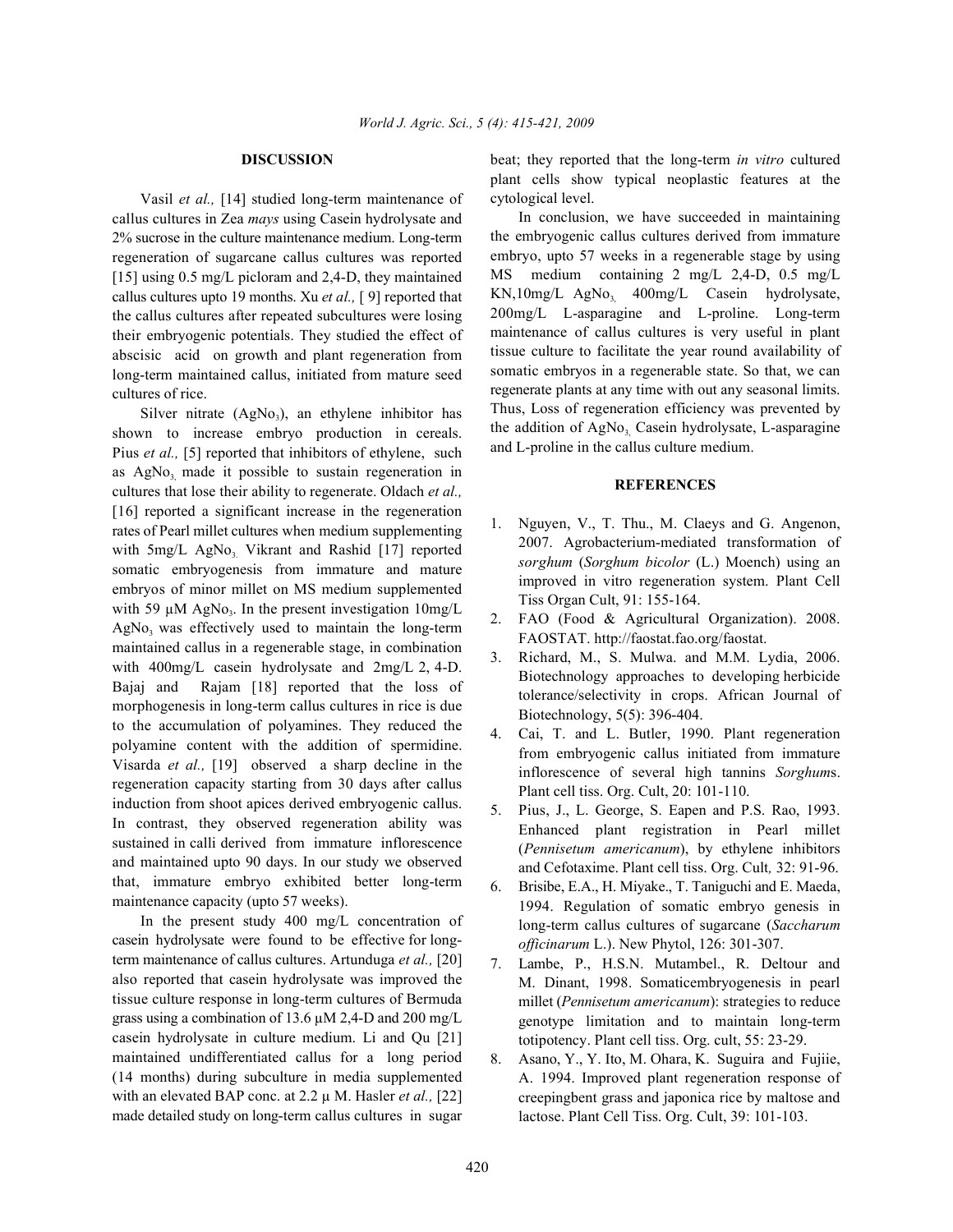## DISCUSSION

Vasil *et al.,* [14] studied long-term maintenance of callus cultures in Zea *mays* using Casein hydrolysate and 2% sucrose in the culture maintenance medium. Long-term regeneration of sugarcane callus cultures was reported [15] using 0.5 mg/L picloram and 2,4-D, they maintained callus cultures upto 19 months. Xu *et al.,* [ 9] reported that the callus cultures after repeated subcultures were losing their embryogenic potentials. They studied the effect of abscisic acid on growth and plant regeneration from long-term maintained callus, initiated from mature seed cultures of rice.

Silver nitrate ($AgNo_3$), an ethylene inhibitor has shown to increase embryo production in cereals. Pius *et al.,* [5] reported that inhibitors of ethylene, such as $AgNo_3$, made it possible to sustain regeneration in cultures that lose their ability to regenerate. Oldach *et al.,* [16] reported a significant increase in the regeneration rates of Pearl millet cultures when medium supplementing with 5mg/L $AgNo_3$. Vikrant and Rashid [17] reported somatic embryogenesis from immature and mature embryos of minor millet on MS medium supplemented with 59 µM $AgNo_3$. In the present investigation 10mg/L $AgNo_3$ was effectively used to maintain the long-term maintained callus in a regenerable stage, in combination with 400mg/L casein hydrolysate and 2mg/L 2, 4-D. Bajaj and Rajam [18] reported that the loss of morphogenesis in long-term callus cultures in rice is due to the accumulation of polyamines. They reduced the polyamine content with the addition of spermidine. Visarda *et al.,* [19] observed a sharp decline in the regeneration capacity starting from 30 days after callus induction from shoot apices derived embryogenic callus. In contrast, they observed regeneration ability was sustained in calli derived from immature inflorescence and maintained upto 90 days. In our study we observed that, immature embryo exhibited better long-term maintenance capacity (upto 57 weeks).

In the present study 400 mg/L concentration of casein hydrolysate were found to be effective for long-term maintenance of callus cultures. Artunduga *et al.,* [20] also reported that casein hydrolysate was improved the tissue culture response in long-term cultures of Bermuda grass using a combination of 13.6 µM 2,4-D and 200 mg/L casein hydrolysate in culture medium. Li and Qu [21] maintained undifferentiated callus for a long period (14 months) during subculture in media supplemented with an elevated BAP conc. at 2.2 µ M. Hasler *et al.,* [22] made detailed study on long-term callus cultures in sugar beat; they reported that the long-term *in vitro* cultured plant cells show typical neoplastic features at the cytological level.

In conclusion, we have succeeded in maintaining the embryogenic callus cultures derived from immature embryo, upto 57 weeks in a regenerable stage by using MS medium containing 2 mg/L 2,4-D, 0.5 mg/L KN,10mg/L $AgNo_3$, 400mg/L Casein hydrolysate, 200mg/L L-asparagine and L-proline. Long-term maintenance of callus cultures is very useful in plant tissue culture to facilitate the year round availability of somatic embryos in a regenerable state. So that, we can regenerate plants at any time with out any seasonal limits. Thus, Loss of regeneration efficiency was prevented by the addition of $AgNo_3$, Casein hydrolysate, L-asparagine and L-proline in the callus culture medium.

## REFERENCES

1. Nguyen, V., T. Thu., M. Claeys and G. Angenon, 2007. Agrobacterium-mediated transformation of *sorghum* (*Sorghum bicolor* (L.) Moench) using an improved in vitro regeneration system. Plant Cell Tiss Organ Cult, 91: 155-164.
2. FAO (Food & Agricultural Organization). 2008. FAOSTAT. http://faostat.fao.org/faostat.
3. Richard, M., S. Mulwa. and M.M. Lydia, 2006. Biotechnology approaches to developing herbicide tolerance/selectivity in crops. African Journal of Biotechnology, 5(5): 396-404.
4. Cai, T. and L. Butler, 1990. Plant regeneration from embryogenic callus initiated from immature inflorescence of several high tannins *Sorghum*s. Plant cell tiss. Org. Cult, 20: 101-110.
5. Pius, J., L. George, S. Eapen and P.S. Rao, 1993. Enhanced plant registration in Pearl millet (*Pennisetum americanum*), by ethylene inhibitors and Cefotaxime. Plant cell tiss. Org. Cult*,* 32: 91-96.
6. Brisibe, E.A., H. Miyake., T. Taniguchi and E. Maeda, 1994. Regulation of somatic embryo genesis in long-term callus cultures of sugarcane (*Saccharum officinarum* L.). New Phytol, 126: 301-307.
7. Lambe, P., H.S.N. Mutambel., R. Deltour and M. Dinant, 1998. Somaticembryogenesis in pearl millet (*Pennisetum americanum*): strategies to reduce genotype limitation and to maintain long-term totipotency. Plant cell tiss. Org. cult, 55: 23-29.
8. Asano, Y., Y. Ito, M. Ohara, K. Suguira and Fujiie, A. 1994. Improved plant regeneration response of creepingbent grass and japonica rice by maltose and lactose. Plant Cell Tiss. Org. Cult, 39: 101-103.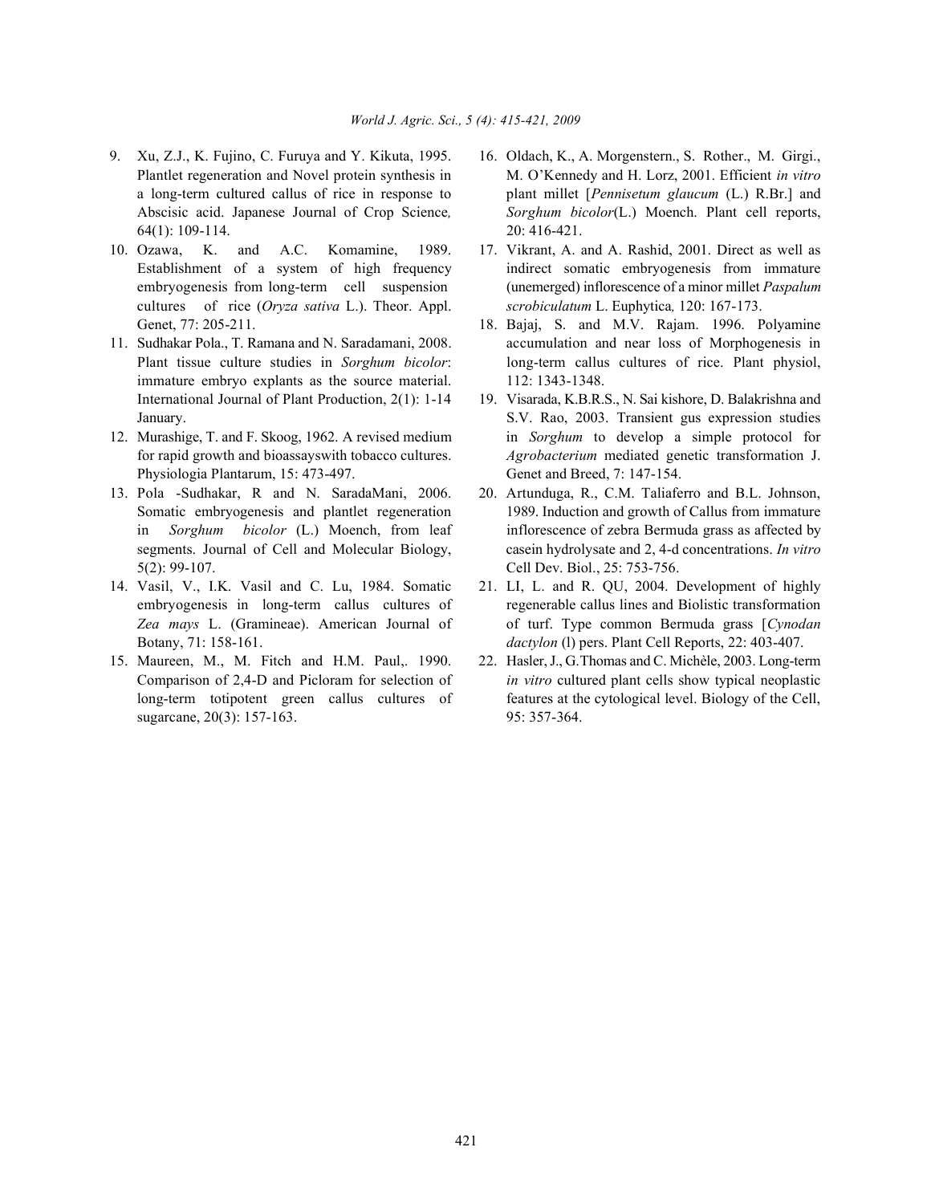9. Xu, Z.J., K. Fujino, C. Furuya and Y. Kikuta, 1995. Plantlet regeneration and Novel protein synthesis in a long-term cultured callus of rice in response to Abscisic acid. Japanese Journal of Crop Science*,* 64(1): 109-114.
10. Ozawa, K. and A.C. Komamine, 1989. Establishment of a system of high frequency embryogenesis from long-term cell suspension cultures of rice (*Oryza sativa* L.). Theor. Appl. Genet, 77: 205-211.
11. Sudhakar Pola., T. Ramana and N. Saradamani, 2008. Plant tissue culture studies in *Sorghum bicolor*: immature embryo explants as the source material. International Journal of Plant Production, 2(1): 1-14 January.
12. Murashige, T. and F. Skoog, 1962. A revised medium for rapid growth and bioassayswith tobacco cultures. Physiologia Plantarum, 15: 473-497.
13. Pola -Sudhakar, R and N. SaradaMani, 2006. Somatic embryogenesis and plantlet regeneration in *Sorghum bicolor* (L.) Moench, from leaf segments. Journal of Cell and Molecular Biology, 5(2): 99-107.
14. Vasil, V., I.K. Vasil and C. Lu, 1984. Somatic embryogenesis in long-term callus cultures of *Zea mays* L. (Gramineae). American Journal of Botany, 71: 158-161.
15. Maureen, M., M. Fitch and H.M. Paul,. 1990. Comparison of 2,4-D and Picloram for selection of long-term totipotent green callus cultures of sugarcane, 20(3): 157-163.
16. Oldach, K., A. Morgenstern., S. Rother., M. Girgi., M. O'Kennedy and H. Lorz, 2001. Efficient *in vitro* plant millet [*Pennisetum glaucum* (L.) R.Br.] and *Sorghum bicolor*(L.) Moench. Plant cell reports, 20: 416-421.
17. Vikrant, A. and A. Rashid, 2001. Direct as well as indirect somatic embryogenesis from immature (unemerged) inflorescence of a minor millet *Paspalum scrobiculatum* L. Euphytica*,* 120: 167-173.
18. Bajaj, S. and M.V. Rajam. 1996. Polyamine accumulation and near loss of Morphogenesis in long-term callus cultures of rice. Plant physiol, 112: 1343-1348.
19. Visarada, K.B.R.S., N. Sai kishore, D. Balakrishna and S.V. Rao, 2003. Transient gus expression studies in *Sorghum* to develop a simple protocol for *Agrobacterium* mediated genetic transformation J. Genet and Breed, 7: 147-154.
20. Artunduga, R., C.M. Taliaferro and B.L. Johnson, 1989. Induction and growth of Callus from immature inflorescence of zebra Bermuda grass as affected by casein hydrolysate and 2, 4-d concentrations. *In vitro* Cell Dev. Biol., 25: 753-756.
21. LI, L. and R. QU, 2004. Development of highly regenerable callus lines and Biolistic transformation of turf. Type common Bermuda grass [*Cynodan dactylon* (l) pers. Plant Cell Reports, 22: 403-407.
22. Hasler, J., G.Thomas and C. Michèle, 2003. Long-term *in vitro* cultured plant cells show typical neoplastic features at the cytological level. Biology of the Cell, 95: 357-364.